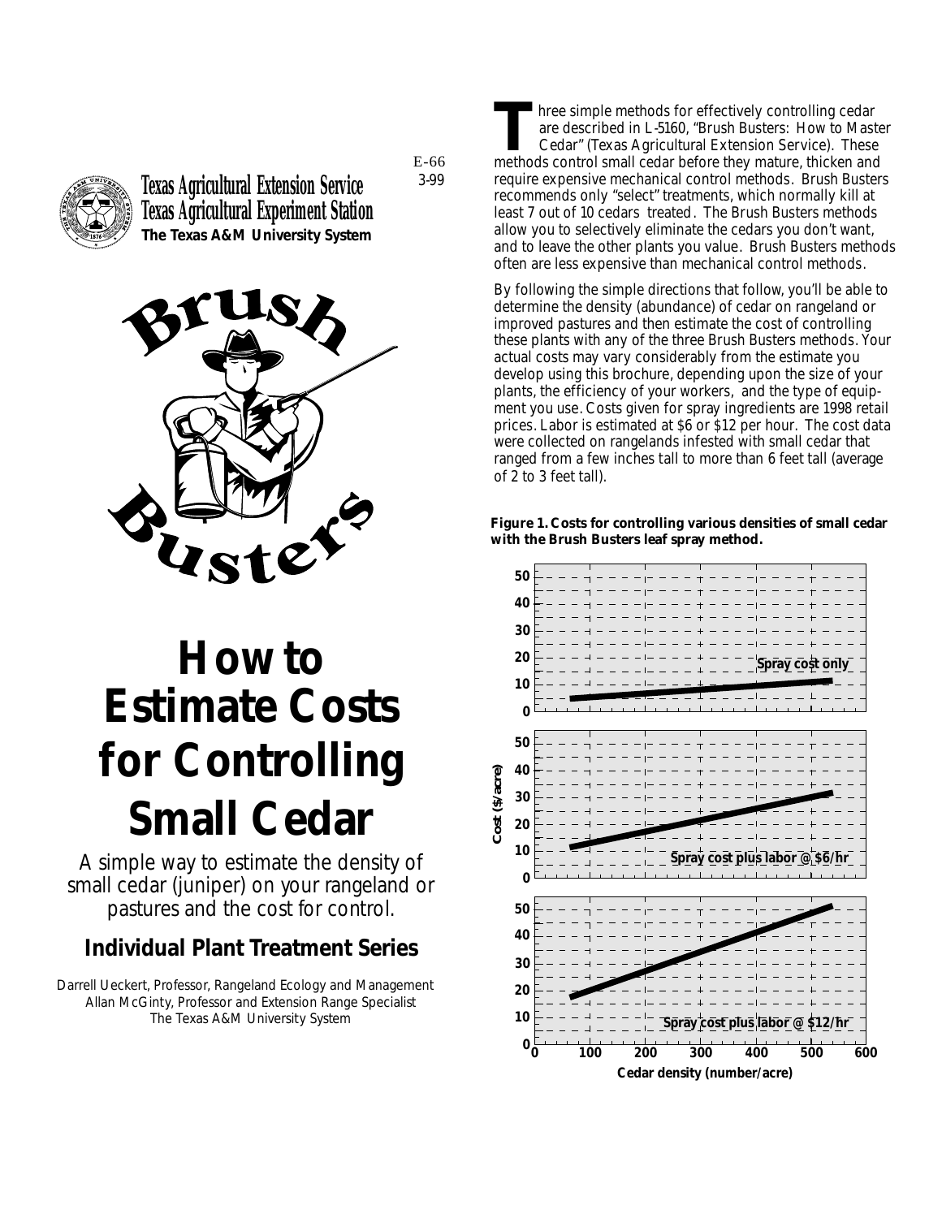Texas Agricultural Extension Service
Texas Agricultural Experiment Station
**The Texas A&M University System**

E-66
3-99

Brush Busters

# How to Estimate Costs for Controlling Small Cedar

A simple way to estimate the density of small cedar (juniper) on your rangeland or pastures and the cost for control.

## Individual Plant Treatment Series

Darrell Ueckert, Professor, Rangeland Ecology and Management
Allan McGinty, Professor and Extension Range Specialist
The Texas A&M University System

Three simple methods for effectively controlling cedar are described in L-5160, "Brush Busters: How to Master Cedar" (Texas Agricultural Extension Service). These methods control small cedar before they mature, thicken and require expensive mechanical control methods. Brush Busters recommends only "select" treatments, which normally kill at least 7 out of 10 cedars treated. The Brush Busters methods allow you to selectively eliminate the cedars you don't want, and to leave the other plants you value. Brush Busters methods often are less expensive than mechanical control methods.

By following the simple directions that follow, you'll be able to determine the density (abundance) of cedar on rangeland or improved pastures and then estimate the cost of controlling these plants with any of the three Brush Busters methods. Your actual costs may vary considerably from the estimate you develop using this brochure, depending upon the size of your plants, the efficiency of your workers, and the type of equipment you use. Costs given for spray ingredients are 1998 retail prices. Labor is estimated at $6 or $12 per hour. The cost data were collected on rangelands infested with small cedar that ranged from a few inches tall to more than 6 feet tall (average of 2 to 3 feet tall).

**Figure 1. Costs for controlling various densities of small cedar with the Brush Busters leaf spray method.**

Three stacked panels share the axes Cost ($/acre) (0–50) and Cedar density (number/acre) (0–600). Approximate values read from the lines:

| Panel | Cost at ~70 cedar/acre | Cost at ~530 cedar/acre |
| --- | --- | --- |
| Spray cost only | about $5 | about $11 |
| Spray cost plus labor @ $6/hr | about $11 | about $31 |
| Spray cost plus labor @ $12/hr | about $17 | about $51 |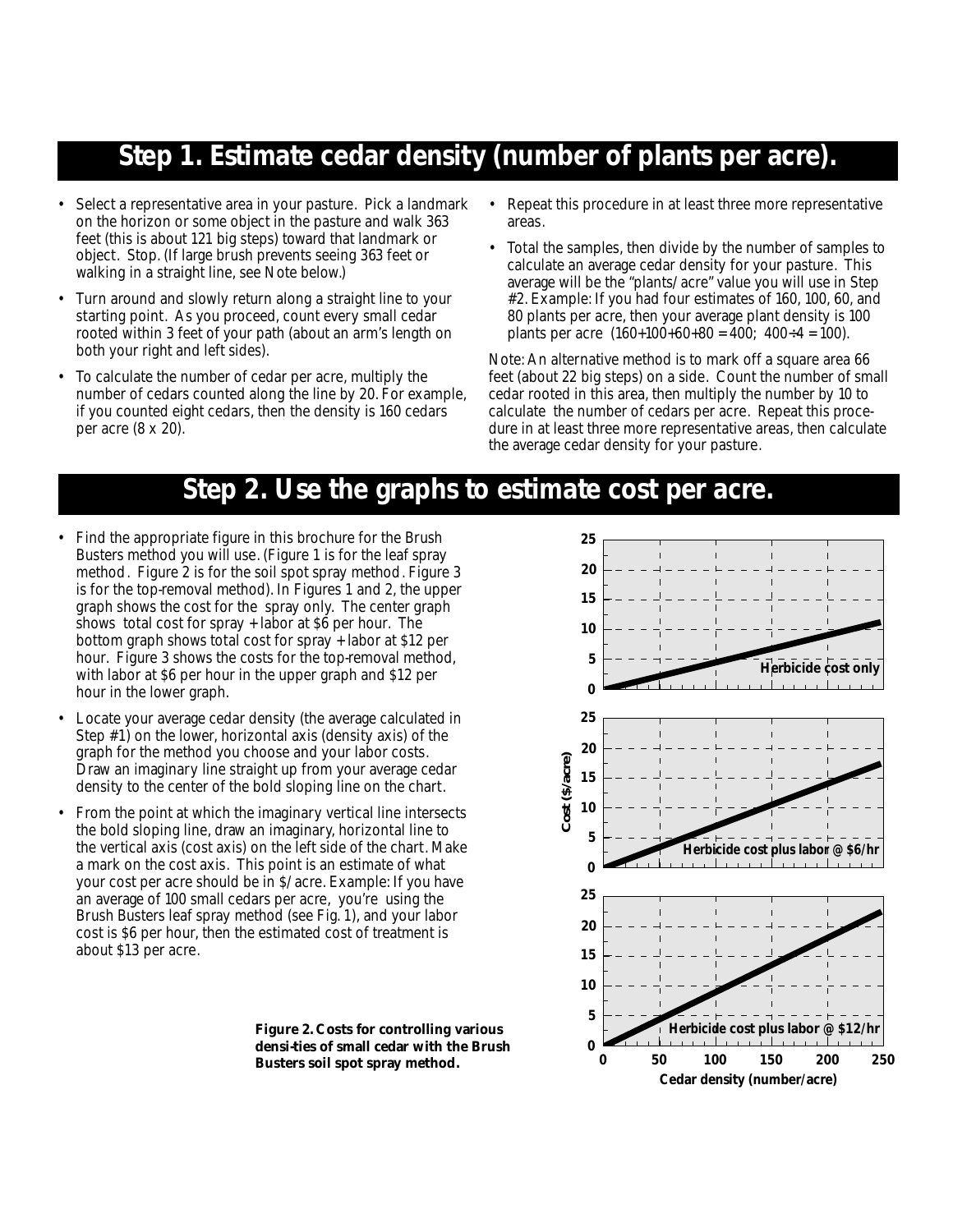## Step 1. Estimate cedar density (number of plants per acre).

- Select a representative area in your pasture. Pick a landmark on the horizon or some object in the pasture and walk 363 feet (this is about 121 big steps) toward that landmark or object. Stop. (If large brush prevents seeing 363 feet or walking in a straight line, see Note below.)
- Turn around and slowly return along a straight line to your starting point. As you proceed, count every small cedar rooted within 3 feet of your path (about an arm's length on both your right and left sides).
- To calculate the number of cedar per acre, multiply the number of cedars counted along the line by 20. For example, if you counted eight cedars, then the density is 160 cedars per acre (8 x 20).
- Repeat this procedure in at least three more representative areas.
- Total the samples, then divide by the number of samples to calculate an average cedar density for your pasture. This average will be the "plants/acre" value you will use in Step #2. Example: If you had four estimates of 160, 100, 60, and 80 plants per acre, then your average plant density is 100 plants per acre (160+100+60+80 = 400; 400÷4 = 100).

Note: An alternative method is to mark off a square area 66 feet (about 22 big steps) on a side. Count the number of small cedar rooted in this area, then multiply the number by 10 to calculate the number of cedars per acre. Repeat this procedure in at least three more representative areas, then calculate the average cedar density for your pasture.

## Step 2. Use the graphs to estimate cost per acre.

- Find the appropriate figure in this brochure for the Brush Busters method you will use. (Figure 1 is for the leaf spray method. Figure 2 is for the soil spot spray method. Figure 3 is for the top-removal method). In Figures 1 and 2, the upper graph shows the cost for the spray only. The center graph shows total cost for spray + labor at $6 per hour. The bottom graph shows total cost for spray + labor at $12 per hour. Figure 3 shows the costs for the top-removal method, with labor at $6 per hour in the upper graph and $12 per hour in the lower graph.
- Locate your average cedar density (the average calculated in Step #1) on the lower, horizontal axis (density axis) of the graph for the method you choose and your labor costs. Draw an imaginary line straight up from your average cedar density to the center of the bold sloping line on the chart.
- From the point at which the imaginary vertical line intersects the bold sloping line, draw an imaginary, horizontal line to the vertical axis (cost axis) on the left side of the chart. Make a mark on the cost axis. This point is an estimate of what your cost per acre should be in $/acre. Example: If you have an average of 100 small cedars per acre, you're using the Brush Busters leaf spray method (see Fig. 1), and your labor cost is $6 per hour, then the estimated cost of treatment is about $13 per acre.

**Figure 2. Costs for controlling various densi-ties of small cedar with the Brush Busters soil spot spray method.**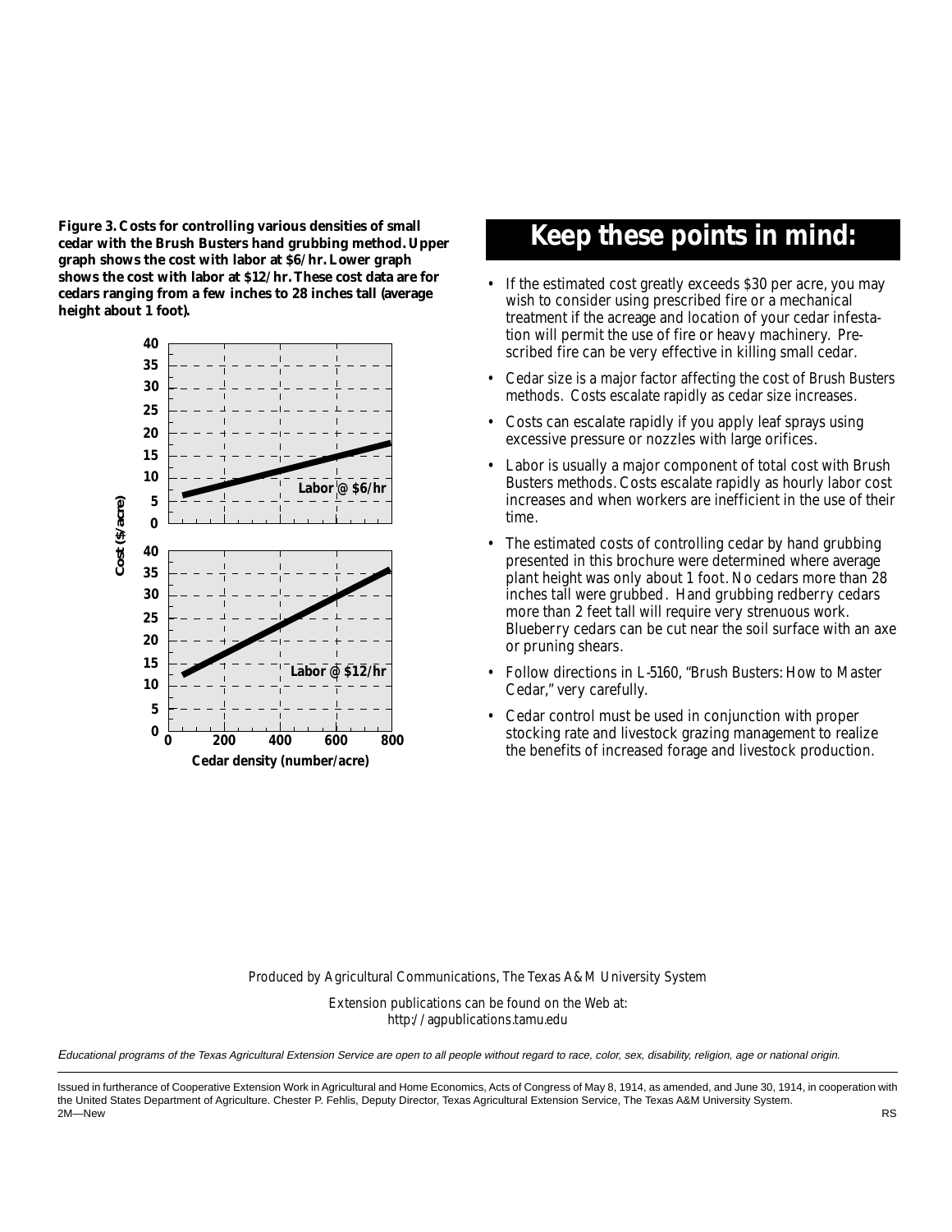**Figure 3. Costs for controlling various densities of small cedar with the Brush Busters hand grubbing method. Upper graph shows the cost with labor at $6/hr. Lower graph shows the cost with labor at $12/hr. These cost data are for cedars ranging from a few inches to 28 inches tall (average height about 1 foot).**

Cost ($/acre)

40
35
30
25
20
15
10
5
0

Labor @ $6/hr

40
35
30
25
20
15
10
5
0

Labor @ $12/hr

0 200 400 600 800

Cedar density (number/acre)

## Keep these points in mind:

- If the estimated cost greatly exceeds $30 per acre, you may wish to consider using prescribed fire or a mechanical treatment if the acreage and location of your cedar infestation will permit the use of fire or heavy machinery. Prescribed fire can be very effective in killing small cedar.
- Cedar size is a major factor affecting the cost of Brush Busters methods. Costs escalate rapidly as cedar size increases.
- Costs can escalate rapidly if you apply leaf sprays using excessive pressure or nozzles with large orifices.
- Labor is usually a major component of total cost with Brush Busters methods. Costs escalate rapidly as hourly labor cost increases and when workers are inefficient in the use of their time.
- The estimated costs of controlling cedar by hand grubbing presented in this brochure were determined where average plant height was only about 1 foot. No cedars more than 28 inches tall were grubbed. Hand grubbing redberry cedars more than 2 feet tall will require very strenuous work. Blueberry cedars can be cut near the soil surface with an axe or pruning shears.
- Follow directions in L-5160, "Brush Busters: How to Master Cedar," very carefully.
- Cedar control must be used in conjunction with proper stocking rate and livestock grazing management to realize the benefits of increased forage and livestock production.

Produced by Agricultural Communications, The Texas A&M University System

Extension publications can be found on the Web at:
http://agpublications.tamu.edu

*Educational programs of the Texas Agricultural Extension Service are open to all people without regard to race, color, sex, disability, religion, age or national origin.*

Issued in furtherance of Cooperative Extension Work in Agricultural and Home Economics, Acts of Congress of May 8, 1914, as amended, and June 30, 1914, in cooperation with the United States Department of Agriculture. Chester P. Fehlis, Deputy Director, Texas Agricultural Extension Service, The Texas A&M University System.
2M—New RS